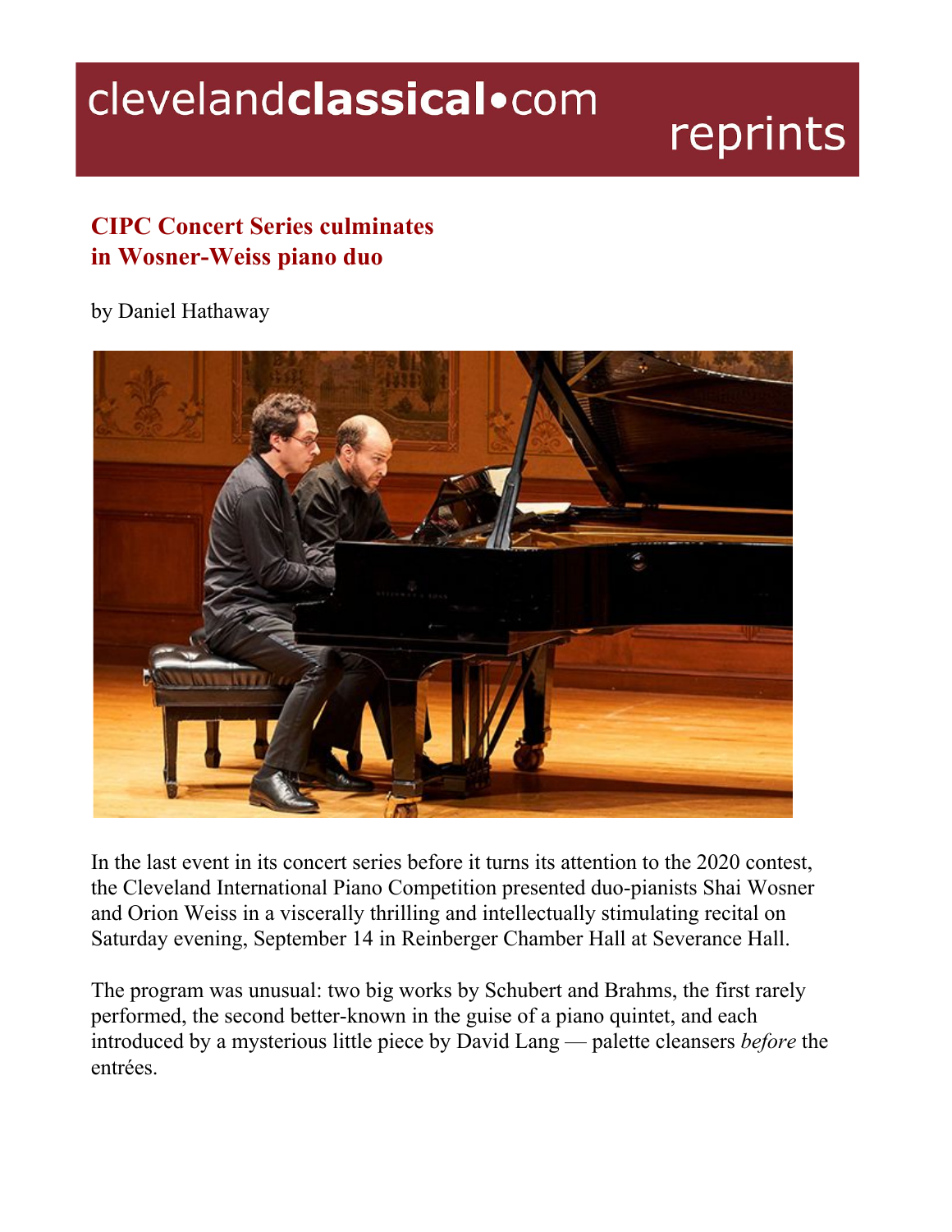clevelandclassical•com reprints

## CIPC Concert Series culminates in Wosner-Weiss piano duo

by Daniel Hathaway

In the last event in its concert series before it turns its attention to the 2020 contest, the Cleveland International Piano Competition presented duo-pianists Shai Wosner and Orion Weiss in a viscerally thrilling and intellectually stimulating recital on Saturday evening, September 14 in Reinberger Chamber Hall at Severance Hall.

The program was unusual: two big works by Schubert and Brahms, the first rarely performed, the second better-known in the guise of a piano quintet, and each introduced by a mysterious little piece by David Lang — palette cleansers *before* the entrées.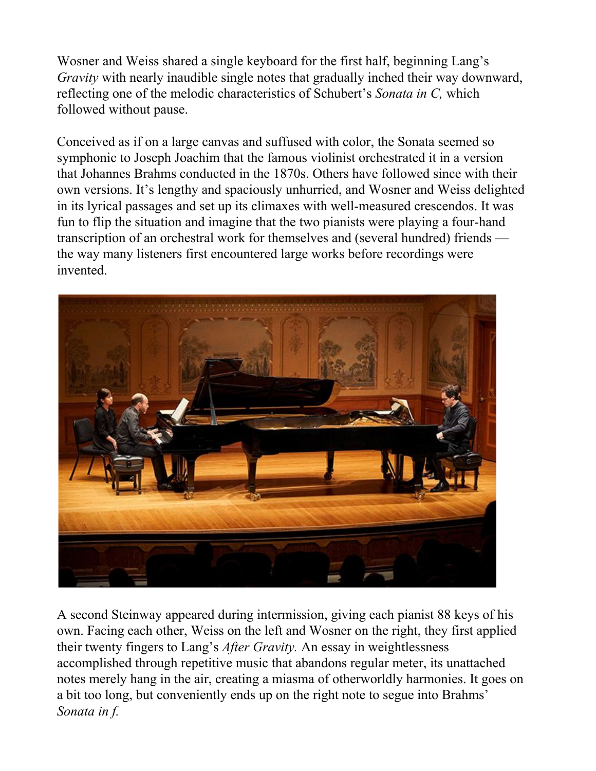Wosner and Weiss shared a single keyboard for the first half, beginning Lang's *Gravity* with nearly inaudible single notes that gradually inched their way downward, reflecting one of the melodic characteristics of Schubert's *Sonata in C,* which followed without pause.

Conceived as if on a large canvas and suffused with color, the Sonata seemed so symphonic to Joseph Joachim that the famous violinist orchestrated it in a version that Johannes Brahms conducted in the 1870s. Others have followed since with their own versions. It's lengthy and spaciously unhurried, and Wosner and Weiss delighted in its lyrical passages and set up its climaxes with well-measured crescendos. It was fun to flip the situation and imagine that the two pianists were playing a four-hand transcription of an orchestral work for themselves and (several hundred) friends — the way many listeners first encountered large works before recordings were invented.

A second Steinway appeared during intermission, giving each pianist 88 keys of his own. Facing each other, Weiss on the left and Wosner on the right, they first applied their twenty fingers to Lang's *After Gravity.* An essay in weightlessness accomplished through repetitive music that abandons regular meter, its unattached notes merely hang in the air, creating a miasma of otherworldly harmonies. It goes on a bit too long, but conveniently ends up on the right note to segue into Brahms' *Sonata in f.*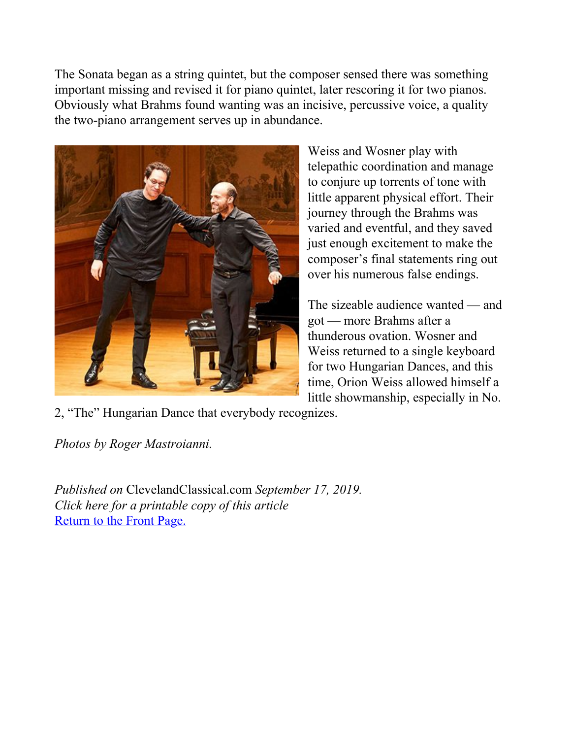The Sonata began as a string quintet, but the composer sensed there was something important missing and revised it for piano quintet, later rescoring it for two pianos. Obviously what Brahms found wanting was an incisive, percussive voice, a quality the two-piano arrangement serves up in abundance.

Weiss and Wosner play with telepathic coordination and manage to conjure up torrents of tone with little apparent physical effort. Their journey through the Brahms was varied and eventful, and they saved just enough excitement to make the composer's final statements ring out over his numerous false endings.

The sizeable audience wanted — and got — more Brahms after a thunderous ovation. Wosner and Weiss returned to a single keyboard for two Hungarian Dances, and this time, Orion Weiss allowed himself a little showmanship, especially in No. 2, "The" Hungarian Dance that everybody recognizes.

*Photos by Roger Mastroianni.*

*Published on* ClevelandClassical.com *September 17, 2019.*
*Click here for a printable copy of this article*
[Return to the Front Page.]